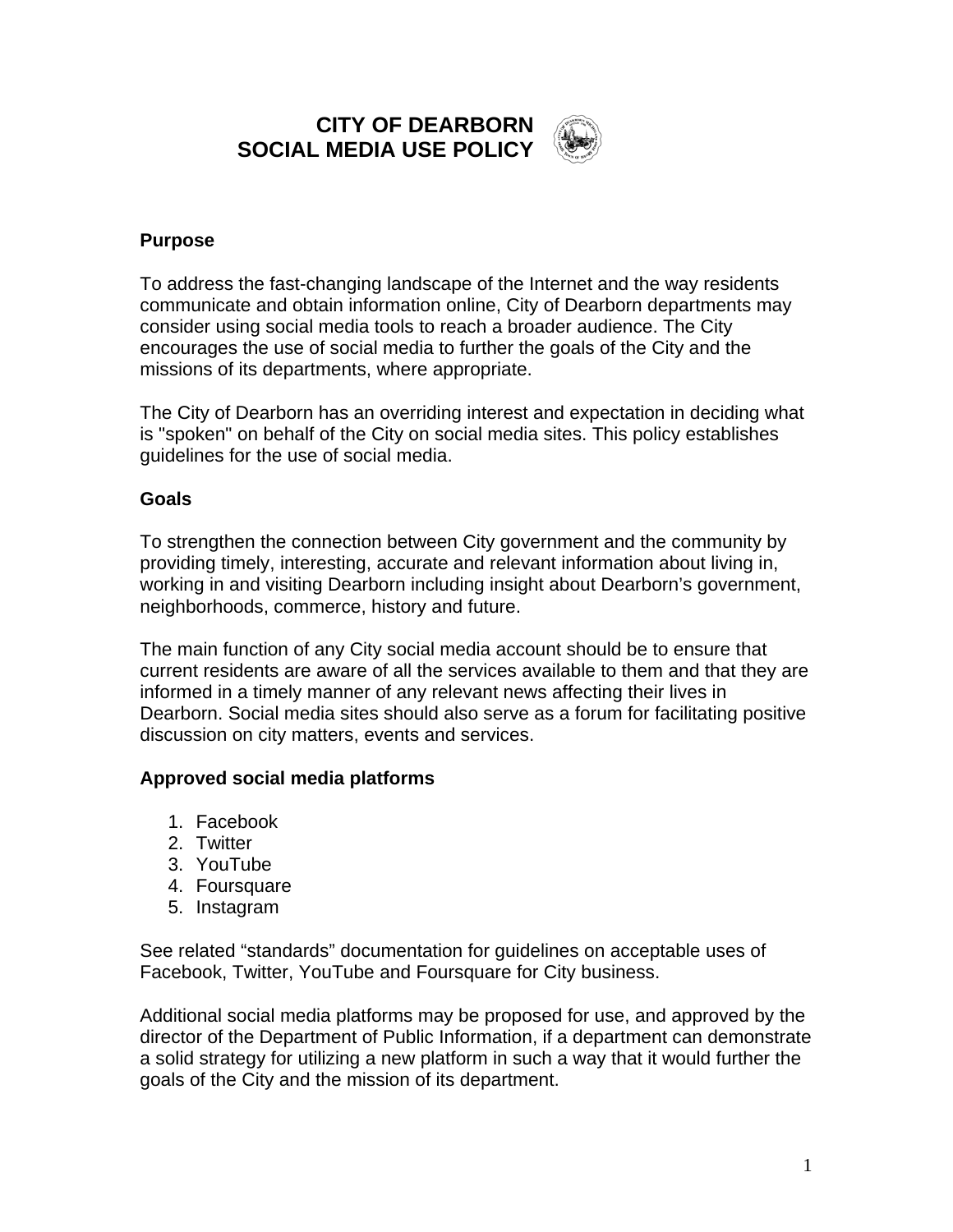# CITY OF DEARBORN
# SOCIAL MEDIA USE POLICY

## Purpose

To address the fast-changing landscape of the Internet and the way residents communicate and obtain information online, City of Dearborn departments may consider using social media tools to reach a broader audience. The City encourages the use of social media to further the goals of the City and the missions of its departments, where appropriate.

The City of Dearborn has an overriding interest and expectation in deciding what is "spoken" on behalf of the City on social media sites. This policy establishes guidelines for the use of social media.

## Goals

To strengthen the connection between City government and the community by providing timely, interesting, accurate and relevant information about living in, working in and visiting Dearborn including insight about Dearborn's government, neighborhoods, commerce, history and future.

The main function of any City social media account should be to ensure that current residents are aware of all the services available to them and that they are informed in a timely manner of any relevant news affecting their lives in Dearborn. Social media sites should also serve as a forum for facilitating positive discussion on city matters, events and services.

## Approved social media platforms

1. Facebook
2. Twitter
3. YouTube
4. Foursquare
5. Instagram

See related "standards" documentation for guidelines on acceptable uses of Facebook, Twitter, YouTube and Foursquare for City business.

Additional social media platforms may be proposed for use, and approved by the director of the Department of Public Information, if a department can demonstrate a solid strategy for utilizing a new platform in such a way that it would further the goals of the City and the mission of its department.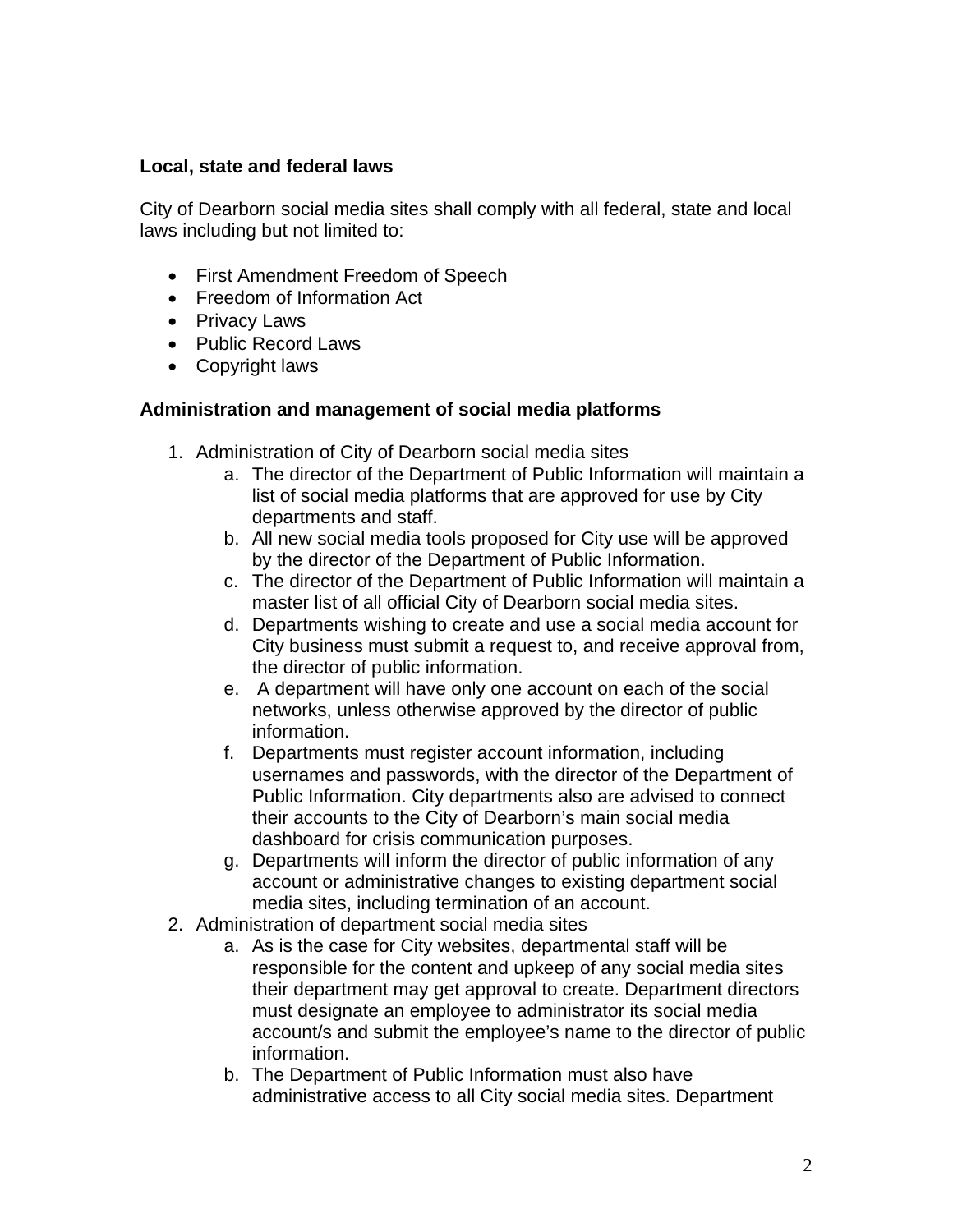**Local, state and federal laws**

City of Dearborn social media sites shall comply with all federal, state and local laws including but not limited to:

- First Amendment Freedom of Speech
- Freedom of Information Act
- Privacy Laws
- Public Record Laws
- Copyright laws

**Administration and management of social media platforms**

1. Administration of City of Dearborn social media sites
   a. The director of the Department of Public Information will maintain a list of social media platforms that are approved for use by City departments and staff.
   b. All new social media tools proposed for City use will be approved by the director of the Department of Public Information.
   c. The director of the Department of Public Information will maintain a master list of all official City of Dearborn social media sites.
   d. Departments wishing to create and use a social media account for City business must submit a request to, and receive approval from, the director of public information.
   e. A department will have only one account on each of the social networks, unless otherwise approved by the director of public information.
   f. Departments must register account information, including usernames and passwords, with the director of the Department of Public Information. City departments also are advised to connect their accounts to the City of Dearborn's main social media dashboard for crisis communication purposes.
   g. Departments will inform the director of public information of any account or administrative changes to existing department social media sites, including termination of an account.
2. Administration of department social media sites
   a. As is the case for City websites, departmental staff will be responsible for the content and upkeep of any social media sites their department may get approval to create. Department directors must designate an employee to administrator its social media account/s and submit the employee's name to the director of public information.
   b. The Department of Public Information must also have administrative access to all City social media sites. Department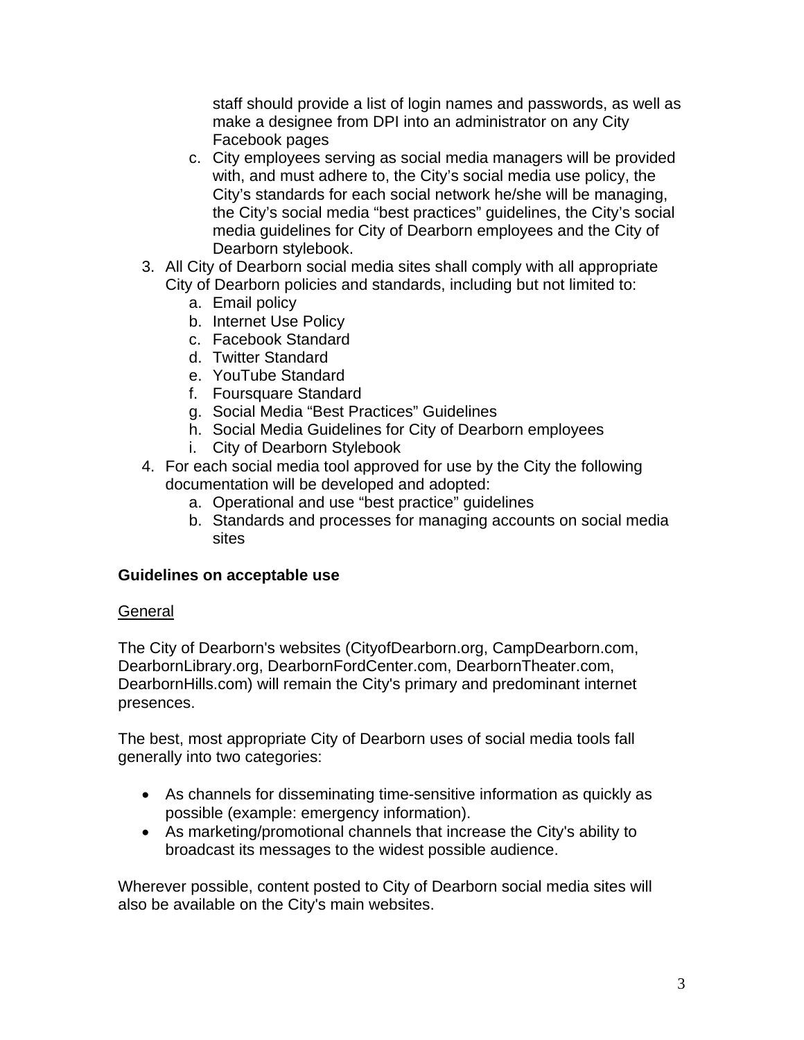staff should provide a list of login names and passwords, as well as make a designee from DPI into an administrator on any City Facebook pages

   c. City employees serving as social media managers will be provided with, and must adhere to, the City's social media use policy, the City's standards for each social network he/she will be managing, the City's social media "best practices" guidelines, the City's social media guidelines for City of Dearborn employees and the City of Dearborn stylebook.

3. All City of Dearborn social media sites shall comply with all appropriate City of Dearborn policies and standards, including but not limited to:
   a. Email policy
   b. Internet Use Policy
   c. Facebook Standard
   d. Twitter Standard
   e. YouTube Standard
   f. Foursquare Standard
   g. Social Media "Best Practices" Guidelines
   h. Social Media Guidelines for City of Dearborn employees
   i. City of Dearborn Stylebook
4. For each social media tool approved for use by the City the following documentation will be developed and adopted:
   a. Operational and use "best practice" guidelines
   b. Standards and processes for managing accounts on social media sites

**Guidelines on acceptable use**

General

The City of Dearborn's websites (CityofDearborn.org, CampDearborn.com, DearbornLibrary.org, DearbornFordCenter.com, DearbornTheater.com, DearbornHills.com) will remain the City's primary and predominant internet presences.

The best, most appropriate City of Dearborn uses of social media tools fall generally into two categories:

- As channels for disseminating time-sensitive information as quickly as possible (example: emergency information).
- As marketing/promotional channels that increase the City's ability to broadcast its messages to the widest possible audience.

Wherever possible, content posted to City of Dearborn social media sites will also be available on the City's main websites.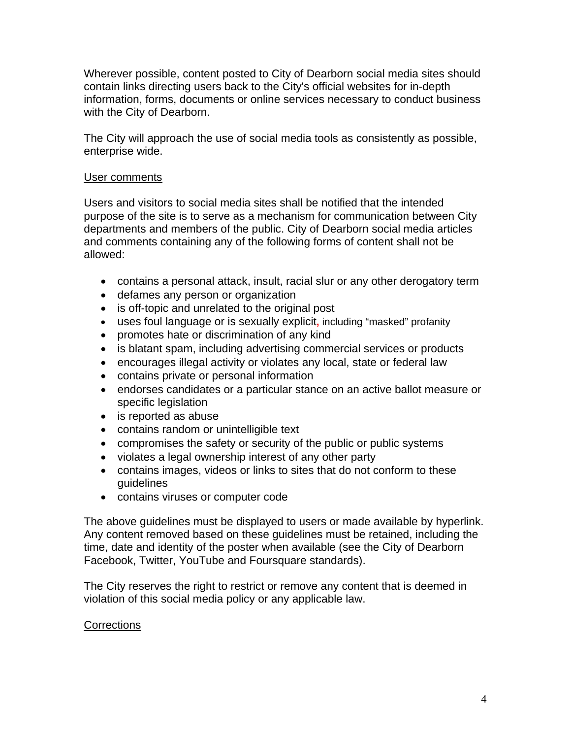Wherever possible, content posted to City of Dearborn social media sites should contain links directing users back to the City's official websites for in-depth information, forms, documents or online services necessary to conduct business with the City of Dearborn.

The City will approach the use of social media tools as consistently as possible, enterprise wide.

<u>User comments</u>

Users and visitors to social media sites shall be notified that the intended purpose of the site is to serve as a mechanism for communication between City departments and members of the public. City of Dearborn social media articles and comments containing any of the following forms of content shall not be allowed:

- contains a personal attack, insult, racial slur or any other derogatory term
- defames any person or organization
- is off-topic and unrelated to the original post
- uses foul language or is sexually explicit, including "masked" profanity
- promotes hate or discrimination of any kind
- is blatant spam, including advertising commercial services or products
- encourages illegal activity or violates any local, state or federal law
- contains private or personal information
- endorses candidates or a particular stance on an active ballot measure or specific legislation
- is reported as abuse
- contains random or unintelligible text
- compromises the safety or security of the public or public systems
- violates a legal ownership interest of any other party
- contains images, videos or links to sites that do not conform to these guidelines
- contains viruses or computer code

The above guidelines must be displayed to users or made available by hyperlink. Any content removed based on these guidelines must be retained, including the time, date and identity of the poster when available (see the City of Dearborn Facebook, Twitter, YouTube and Foursquare standards).

The City reserves the right to restrict or remove any content that is deemed in violation of this social media policy or any applicable law.

<u>Corrections</u>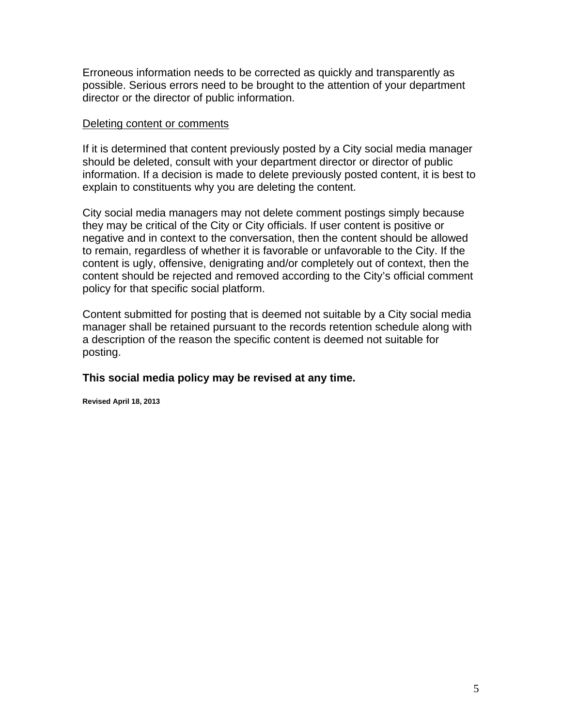Erroneous information needs to be corrected as quickly and transparently as possible. Serious errors need to be brought to the attention of your department director or the director of public information.

Deleting content or comments

If it is determined that content previously posted by a City social media manager should be deleted, consult with your department director or director of public information. If a decision is made to delete previously posted content, it is best to explain to constituents why you are deleting the content.

City social media managers may not delete comment postings simply because they may be critical of the City or City officials. If user content is positive or negative and in context to the conversation, then the content should be allowed to remain, regardless of whether it is favorable or unfavorable to the City. If the content is ugly, offensive, denigrating and/or completely out of context, then the content should be rejected and removed according to the City's official comment policy for that specific social platform.

Content submitted for posting that is deemed not suitable by a City social media manager shall be retained pursuant to the records retention schedule along with a description of the reason the specific content is deemed not suitable for posting.

**This social media policy may be revised at any time.**

**Revised April 18, 2013**